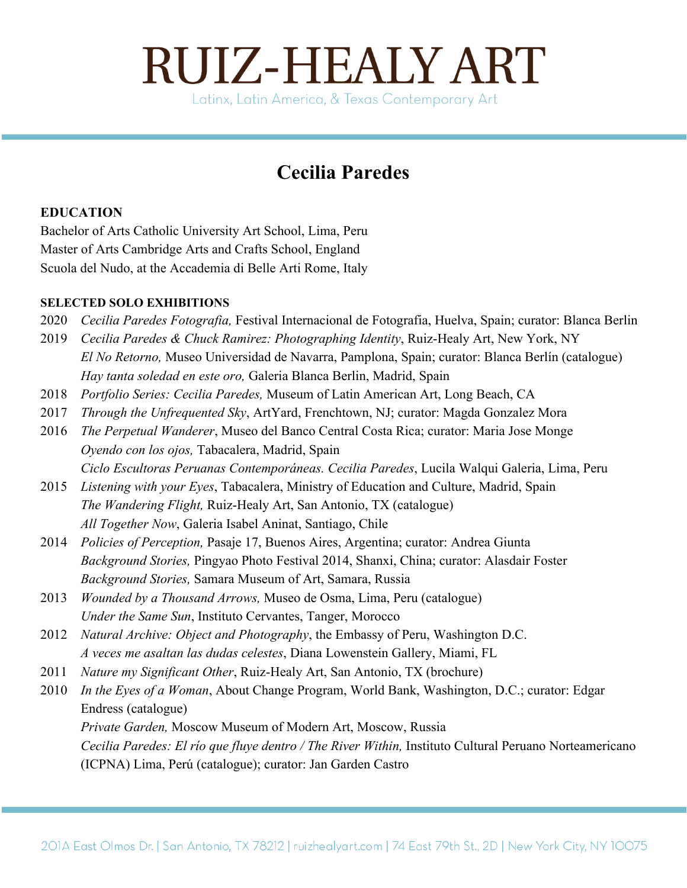# RUIZ-HEALY ART

Latinx, Latin America, & Texas Contemporary Art

## Cecilia Paredes

**EDUCATION**

Bachelor of Arts Catholic University Art School, Lima, Peru
Master of Arts Cambridge Arts and Crafts School, England
Scuola del Nudo, at the Accademia di Belle Arti Rome, Italy

**SELECTED SOLO EXHIBITIONS**

2020 *Cecilia Paredes Fotografia,* Festival Internacional de Fotografia, Huelva, Spain; curator: Blanca Berlin

2019 *Cecilia Paredes & Chuck Ramirez: Photographing Identity*, Ruiz-Healy Art, New York, NY
*El No Retorno,* Museo Universidad de Navarra, Pamplona, Spain; curator: Blanca Berlín (catalogue)
*Hay tanta soledad en este oro,* Galeria Blanca Berlin, Madrid, Spain

2018 *Portfolio Series: Cecilia Paredes,* Museum of Latin American Art, Long Beach, CA

2017 *Through the Unfrequented Sky*, ArtYard, Frenchtown, NJ; curator: Magda Gonzalez Mora

2016 *The Perpetual Wanderer*, Museo del Banco Central Costa Rica; curator: Maria Jose Monge
*Oyendo con los ojos,* Tabacalera, Madrid, Spain
*Ciclo Escultoras Peruanas Contemporáneas. Cecilia Paredes*, Lucila Walqui Galeria, Lima, Peru

2015 *Listening with your Eyes*, Tabacalera, Ministry of Education and Culture, Madrid, Spain
*The Wandering Flight,* Ruiz-Healy Art, San Antonio, TX (catalogue)
*All Together Now*, Galeria Isabel Aninat, Santiago, Chile

2014 *Policies of Perception,* Pasaje 17, Buenos Aires, Argentina; curator: Andrea Giunta
*Background Stories,* Pingyao Photo Festival 2014, Shanxi, China; curator: Alasdair Foster
*Background Stories,* Samara Museum of Art, Samara, Russia

2013 *Wounded by a Thousand Arrows,* Museo de Osma, Lima, Peru (catalogue)
*Under the Same Sun*, Instituto Cervantes, Tanger, Morocco

2012 *Natural Archive: Object and Photography*, the Embassy of Peru, Washington D.C.
*A veces me asaltan las dudas celestes*, Diana Lowenstein Gallery, Miami, FL

2011 *Nature my Significant Other*, Ruiz-Healy Art, San Antonio, TX (brochure)

2010 *In the Eyes of a Woman*, About Change Program, World Bank, Washington, D.C.; curator: Edgar Endress (catalogue)
*Private Garden,* Moscow Museum of Modern Art, Moscow, Russia
*Cecilia Paredes: El río que fluye dentro / The River Within,* Instituto Cultural Peruano Norteamericano (ICPNA) Lima, Perú (catalogue); curator: Jan Garden Castro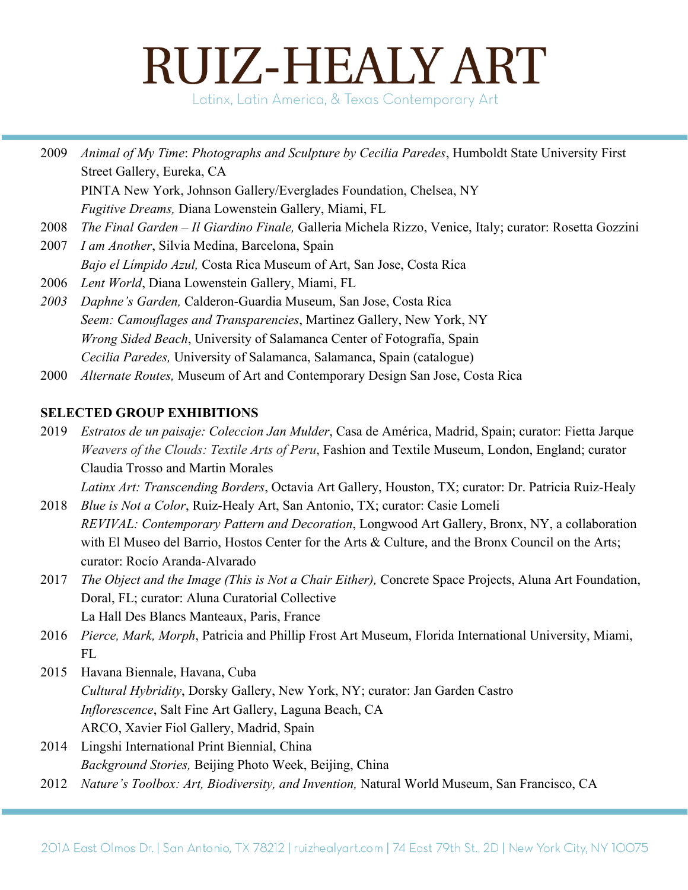2009 *Animal of My Time*: *Photographs and Sculpture by Cecilia Paredes*, Humboldt State University First Street Gallery, Eureka, CA
PINTA New York, Johnson Gallery/Everglades Foundation, Chelsea, NY
*Fugitive Dreams,* Diana Lowenstein Gallery, Miami, FL

2008 *The Final Garden – Il Giardino Finale,* Galleria Michela Rizzo, Venice, Italy; curator: Rosetta Gozzini

2007 *I am Another*, Silvia Medina, Barcelona, Spain
*Bajo el Límpido Azul,* Costa Rica Museum of Art, San Jose, Costa Rica

2006 *Lent World*, Diana Lowenstein Gallery, Miami, FL

*2003* *Daphne's Garden,* Calderon-Guardia Museum, San Jose, Costa Rica
*Seem: Camouflages and Transparencies*, Martinez Gallery, New York, NY
*Wrong Sided Beach*, University of Salamanca Center of Fotografía, Spain
*Cecilia Paredes,* University of Salamanca, Salamanca, Spain (catalogue)

2000 *Alternate Routes,* Museum of Art and Contemporary Design San Jose, Costa Rica

**SELECTED GROUP EXHIBITIONS**

2019 *Estratos de un paisaje: Coleccion Jan Mulder*, Casa de América, Madrid, Spain; curator: Fietta Jarque
*Weavers of the Clouds: Textile Arts of Peru*, Fashion and Textile Museum, London, England; curator Claudia Trosso and Martin Morales
*Latinx Art: Transcending Borders*, Octavia Art Gallery, Houston, TX; curator: Dr. Patricia Ruiz-Healy

2018 *Blue is Not a Color*, Ruiz-Healy Art, San Antonio, TX; curator: Casie Lomeli
*REVIVAL: Contemporary Pattern and Decoration*, Longwood Art Gallery, Bronx, NY, a collaboration with El Museo del Barrio, Hostos Center for the Arts & Culture, and the Bronx Council on the Arts; curator: Rocío Aranda-Alvarado

2017 *The Object and the Image (This is Not a Chair Either),* Concrete Space Projects, Aluna Art Foundation, Doral, FL; curator: Aluna Curatorial Collective
La Hall Des Blancs Manteaux, Paris, France

2016 *Pierce, Mark, Morph*, Patricia and Phillip Frost Art Museum, Florida International University, Miami, FL

2015 Havana Biennale, Havana, Cuba
*Cultural Hybridity*, Dorsky Gallery, New York, NY; curator: Jan Garden Castro
*Inflorescence*, Salt Fine Art Gallery, Laguna Beach, CA
ARCO, Xavier Fiol Gallery, Madrid, Spain

2014 Lingshi International Print Biennial, China
*Background Stories,* Beijing Photo Week, Beijing, China

2012 *Nature's Toolbox: Art, Biodiversity, and Invention,* Natural World Museum, San Francisco, CA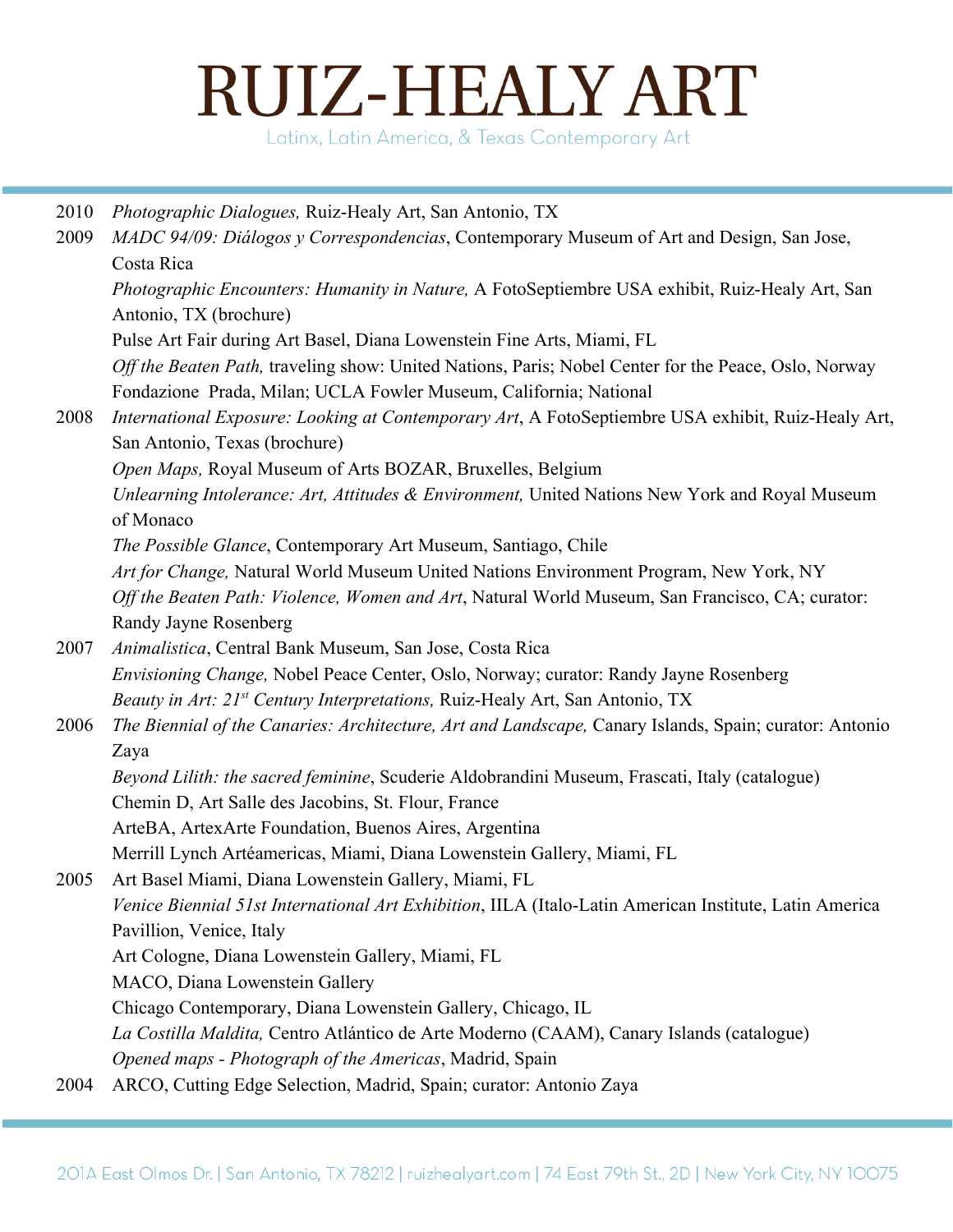2010 *Photographic Dialogues,* Ruiz-Healy Art, San Antonio, TX

2009 *MADC 94/09: Diálogos y Correspondencias*, Contemporary Museum of Art and Design, San Jose, Costa Rica

*Photographic Encounters: Humanity in Nature,* A FotoSeptiembre USA exhibit, Ruiz-Healy Art, San Antonio, TX (brochure)

Pulse Art Fair during Art Basel, Diana Lowenstein Fine Arts, Miami, FL

*Off the Beaten Path,* traveling show: United Nations, Paris; Nobel Center for the Peace, Oslo, Norway Fondazione Prada, Milan; UCLA Fowler Museum, California; National

2008 *International Exposure: Looking at Contemporary Art*, A FotoSeptiembre USA exhibit, Ruiz-Healy Art, San Antonio, Texas (brochure)

*Open Maps,* Royal Museum of Arts BOZAR, Bruxelles, Belgium

*Unlearning Intolerance: Art, Attitudes & Environment,* United Nations New York and Royal Museum of Monaco

*The Possible Glance*, Contemporary Art Museum, Santiago, Chile

*Art for Change,* Natural World Museum United Nations Environment Program, New York, NY

*Off the Beaten Path: Violence, Women and Art*, Natural World Museum, San Francisco, CA; curator: Randy Jayne Rosenberg

2007 *Animalistica*, Central Bank Museum, San Jose, Costa Rica

*Envisioning Change,* Nobel Peace Center, Oslo, Norway; curator: Randy Jayne Rosenberg

*Beauty in Art: 21st Century Interpretations,* Ruiz-Healy Art, San Antonio, TX

2006 *The Biennial of the Canaries: Architecture, Art and Landscape,* Canary Islands, Spain; curator: Antonio Zaya

*Beyond Lilith: the sacred feminine*, Scuderie Aldobrandini Museum, Frascati, Italy (catalogue)

Chemin D, Art Salle des Jacobins, St. Flour, France

ArteBA, ArtexArte Foundation, Buenos Aires, Argentina

Merrill Lynch Artéamericas, Miami, Diana Lowenstein Gallery, Miami, FL

2005 Art Basel Miami, Diana Lowenstein Gallery, Miami, FL

*Venice Biennial 51st International Art Exhibition*, IILA (Italo-Latin American Institute, Latin America Pavillion, Venice, Italy

Art Cologne, Diana Lowenstein Gallery, Miami, FL

MACO, Diana Lowenstein Gallery

Chicago Contemporary, Diana Lowenstein Gallery, Chicago, IL

*La Costilla Maldita,* Centro Atlántico de Arte Moderno (CAAM), Canary Islands (catalogue)

*Opened maps - Photograph of the Americas*, Madrid, Spain

2004 ARCO, Cutting Edge Selection, Madrid, Spain; curator: Antonio Zaya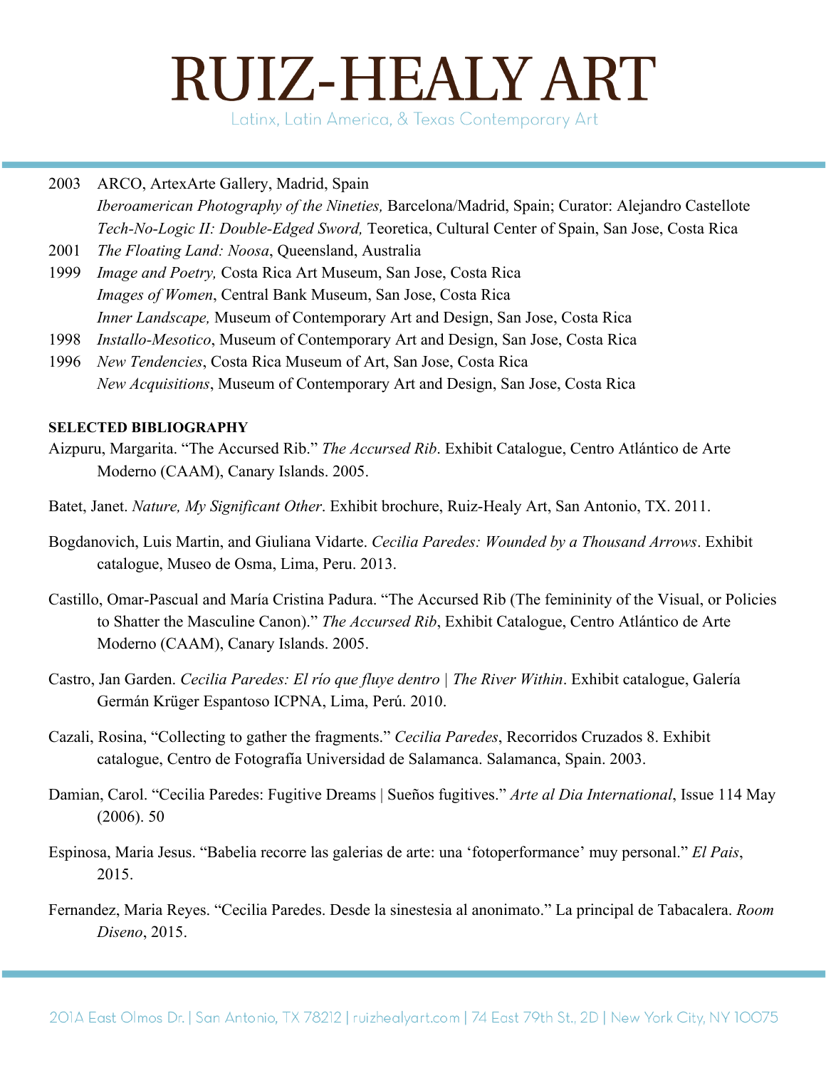2003 ARCO, ArtexArte Gallery, Madrid, Spain
*Iberoamerican Photography of the Nineties,* Barcelona/Madrid, Spain; Curator: Alejandro Castellote
*Tech-No-Logic II: Double-Edged Sword,* Teoretica, Cultural Center of Spain, San Jose, Costa Rica

2001 *The Floating Land: Noosa*, Queensland, Australia

1999 *Image and Poetry,* Costa Rica Art Museum, San Jose, Costa Rica
*Images of Women*, Central Bank Museum, San Jose, Costa Rica
*Inner Landscape,* Museum of Contemporary Art and Design, San Jose, Costa Rica

1998 *Installo-Mesotico*, Museum of Contemporary Art and Design, San Jose, Costa Rica

1996 *New Tendencies*, Costa Rica Museum of Art, San Jose, Costa Rica
*New Acquisitions*, Museum of Contemporary Art and Design, San Jose, Costa Rica

**SELECTED BIBLIOGRAPHY**

Aizpuru, Margarita. "The Accursed Rib." *The Accursed Rib*. Exhibit Catalogue, Centro Atlántico de Arte Moderno (CAAM), Canary Islands. 2005.

Batet, Janet. *Nature, My Significant Other*. Exhibit brochure, Ruiz-Healy Art, San Antonio, TX. 2011.

Bogdanovich, Luis Martin, and Giuliana Vidarte. *Cecilia Paredes: Wounded by a Thousand Arrows*. Exhibit catalogue, Museo de Osma, Lima, Peru. 2013.

Castillo, Omar-Pascual and María Cristina Padura. "The Accursed Rib (The femininity of the Visual, or Policies to Shatter the Masculine Canon)." *The Accursed Rib*, Exhibit Catalogue, Centro Atlántico de Arte Moderno (CAAM), Canary Islands. 2005.

Castro, Jan Garden. *Cecilia Paredes: El río que fluye dentro | The River Within*. Exhibit catalogue, Galería Germán Krüger Espantoso ICPNA, Lima, Perú. 2010.

Cazali, Rosina, "Collecting to gather the fragments." *Cecilia Paredes*, Recorridos Cruzados 8. Exhibit catalogue, Centro de Fotografía Universidad de Salamanca. Salamanca, Spain. 2003.

Damian, Carol. "Cecilia Paredes: Fugitive Dreams | Sueños fugitives." *Arte al Dia International*, Issue 114 May (2006). 50

Espinosa, Maria Jesus. "Babelia recorre las galerias de arte: una 'fotoperformance' muy personal." *El Pais*, 2015.

Fernandez, Maria Reyes. "Cecilia Paredes. Desde la sinestesia al anonimato." La principal de Tabacalera. *Room Diseno*, 2015.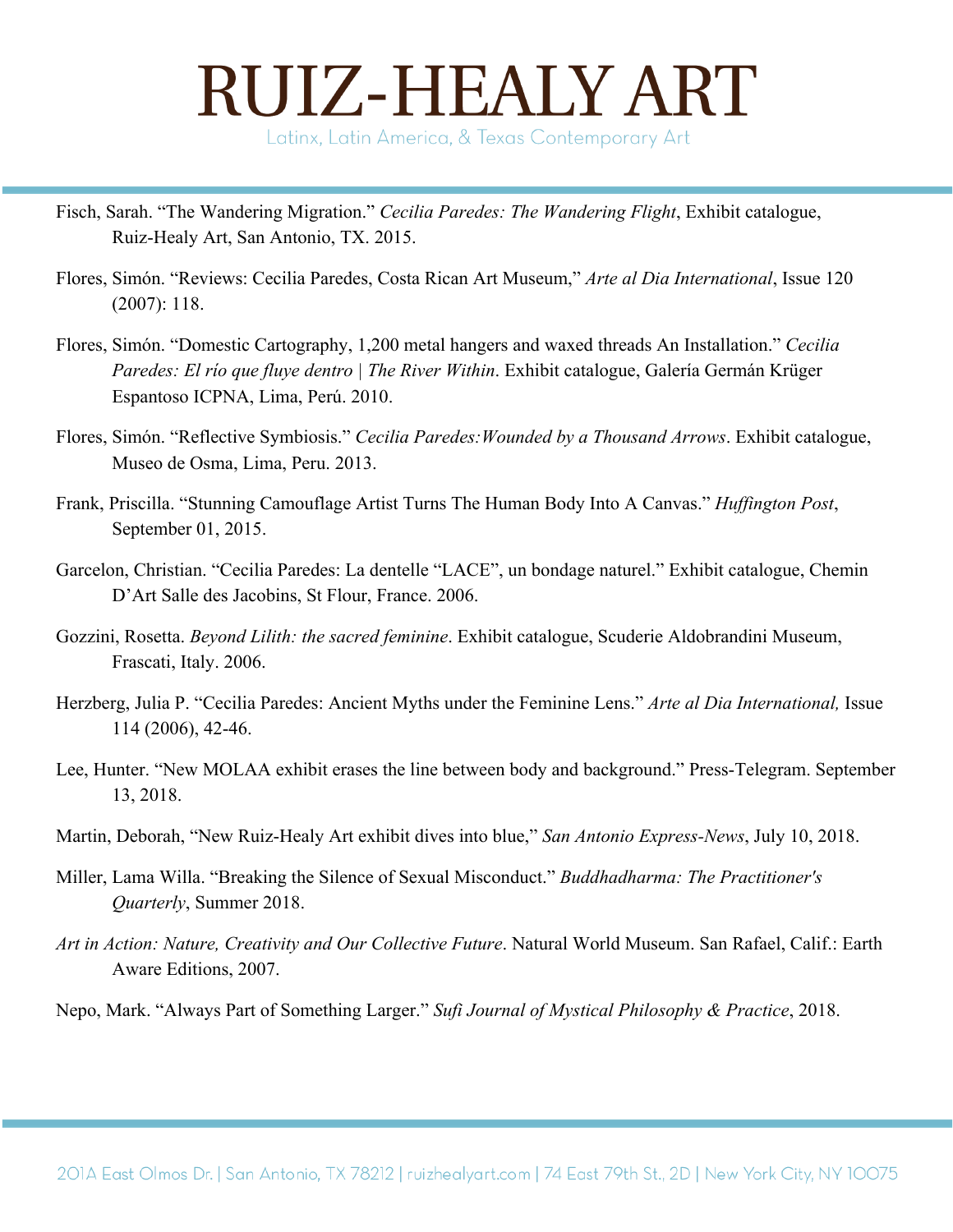Fisch, Sarah. “The Wandering Migration.” *Cecilia Paredes: The Wandering Flight*, Exhibit catalogue, Ruiz-Healy Art, San Antonio, TX. 2015.

Flores, Simón. “Reviews: Cecilia Paredes, Costa Rican Art Museum,” *Arte al Dia International*, Issue 120 (2007): 118.

Flores, Simón. “Domestic Cartography, 1,200 metal hangers and waxed threads An Installation.” *Cecilia Paredes: El río que fluye dentro | The River Within*. Exhibit catalogue, Galería Germán Krüger Espantoso ICPNA, Lima, Perú. 2010.

Flores, Simón. “Reflective Symbiosis.” *Cecilia Paredes:Wounded by a Thousand Arrows*. Exhibit catalogue, Museo de Osma, Lima, Peru. 2013.

Frank, Priscilla. “Stunning Camouflage Artist Turns The Human Body Into A Canvas.” *Huffington Post*, September 01, 2015.

Garcelon, Christian. “Cecilia Paredes: La dentelle “LACE”, un bondage naturel.” Exhibit catalogue, Chemin D’Art Salle des Jacobins, St Flour, France. 2006.

Gozzini, Rosetta. *Beyond Lilith: the sacred feminine*. Exhibit catalogue, Scuderie Aldobrandini Museum, Frascati, Italy. 2006.

Herzberg, Julia P. “Cecilia Paredes: Ancient Myths under the Feminine Lens.” *Arte al Dia International,* Issue 114 (2006), 42-46.

Lee, Hunter. “New MOLAA exhibit erases the line between body and background.” Press-Telegram. September 13, 2018.

Martin, Deborah, “New Ruiz-Healy Art exhibit dives into blue,” *San Antonio Express-News*, July 10, 2018.

Miller, Lama Willa. “Breaking the Silence of Sexual Misconduct.” *Buddhadharma: The Practitioner's Quarterly*, Summer 2018.

*Art in Action: Nature, Creativity and Our Collective Future*. Natural World Museum. San Rafael, Calif.: Earth Aware Editions, 2007.

Nepo, Mark. “Always Part of Something Larger.” *Sufi Journal of Mystical Philosophy & Practice*, 2018.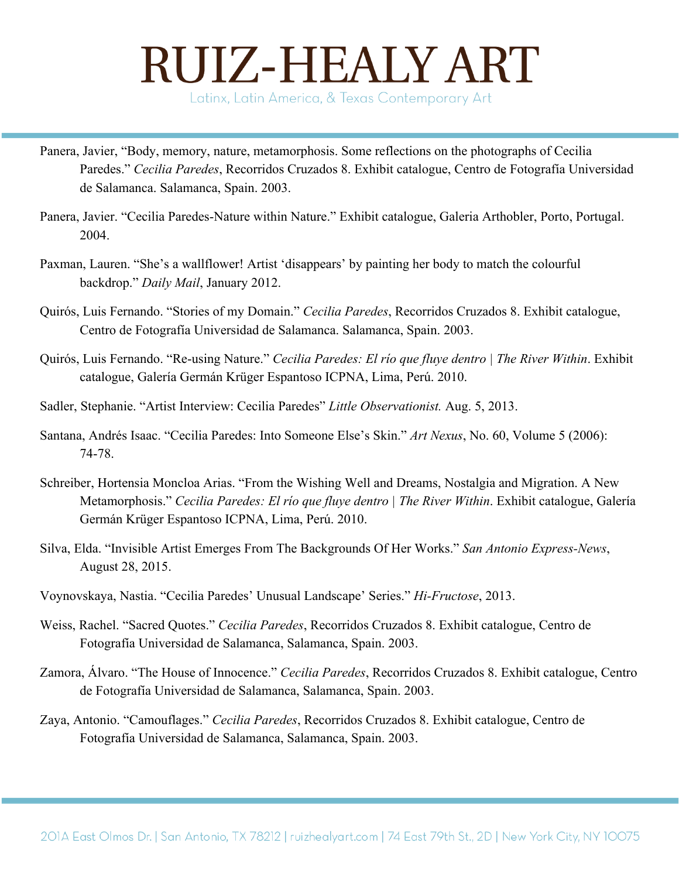Panera, Javier, “Body, memory, nature, metamorphosis. Some reflections on the photographs of Cecilia Paredes.” *Cecilia Paredes*, Recorridos Cruzados 8. Exhibit catalogue, Centro de Fotografía Universidad de Salamanca. Salamanca, Spain. 2003.

Panera, Javier. “Cecilia Paredes-Nature within Nature.” Exhibit catalogue, Galeria Arthobler, Porto, Portugal. 2004.

Paxman, Lauren. “She’s a wallflower! Artist ‘disappears’ by painting her body to match the colourful backdrop.” *Daily Mail*, January 2012.

Quirós, Luis Fernando. “Stories of my Domain.” *Cecilia Paredes*, Recorridos Cruzados 8. Exhibit catalogue, Centro de Fotografía Universidad de Salamanca. Salamanca, Spain. 2003.

Quirós, Luis Fernando. “Re-using Nature.” *Cecilia Paredes: El río que fluye dentro | The River Within*. Exhibit catalogue, Galería Germán Krüger Espantoso ICPNA, Lima, Perú. 2010.

Sadler, Stephanie. “Artist Interview: Cecilia Paredes” *Little Observationist.* Aug. 5, 2013.

Santana, Andrés Isaac. “Cecilia Paredes: Into Someone Else’s Skin.” *Art Nexus*, No. 60, Volume 5 (2006): 74-78.

Schreiber, Hortensia Moncloa Arias. “From the Wishing Well and Dreams, Nostalgia and Migration. A New Metamorphosis.” *Cecilia Paredes: El río que fluye dentro | The River Within*. Exhibit catalogue, Galería Germán Krüger Espantoso ICPNA, Lima, Perú. 2010.

Silva, Elda. “Invisible Artist Emerges From The Backgrounds Of Her Works.” *San Antonio Express-News*, August 28, 2015.

Voynovskaya, Nastia. “Cecilia Paredes’ Unusual Landscape’ Series.” *Hi-Fructose*, 2013.

Weiss, Rachel. “Sacred Quotes.” *Cecilia Paredes*, Recorridos Cruzados 8. Exhibit catalogue, Centro de Fotografía Universidad de Salamanca, Salamanca, Spain. 2003.

Zamora, Álvaro. “The House of Innocence.” *Cecilia Paredes*, Recorridos Cruzados 8. Exhibit catalogue, Centro de Fotografía Universidad de Salamanca, Salamanca, Spain. 2003.

Zaya, Antonio. “Camouflages.” *Cecilia Paredes*, Recorridos Cruzados 8. Exhibit catalogue, Centro de Fotografía Universidad de Salamanca, Salamanca, Spain. 2003.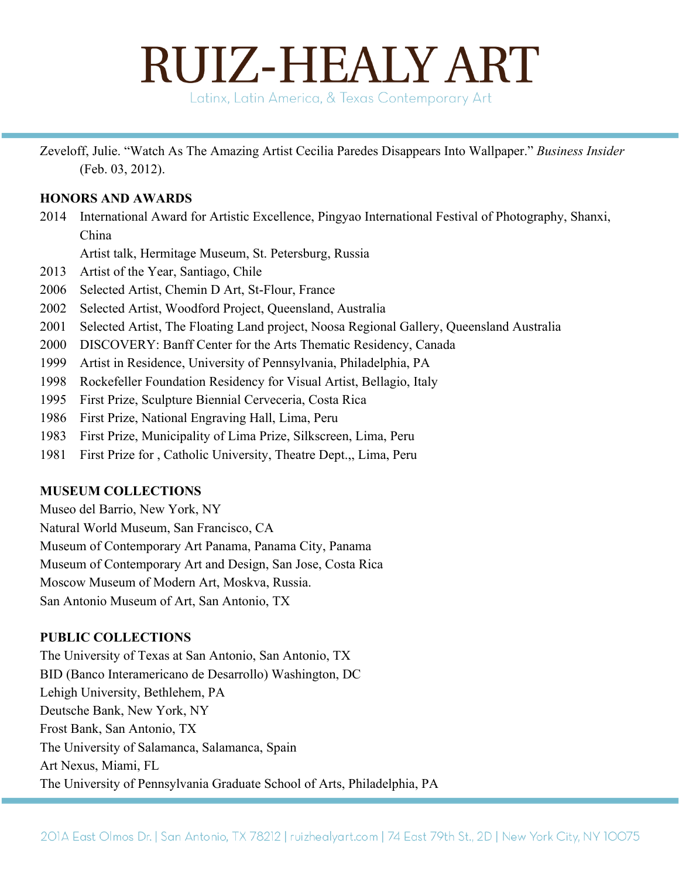Zeveloff, Julie. “Watch As The Amazing Artist Cecilia Paredes Disappears Into Wallpaper.” *Business Insider* (Feb. 03, 2012).

## HONORS AND AWARDS

2014 International Award for Artistic Excellence, Pingyao International Festival of Photography, Shanxi, China

Artist talk, Hermitage Museum, St. Petersburg, Russia

2013 Artist of the Year, Santiago, Chile

2006 Selected Artist, Chemin D Art, St-Flour, France

2002 Selected Artist, Woodford Project, Queensland, Australia

2001 Selected Artist, The Floating Land project, Noosa Regional Gallery, Queensland Australia

2000 DISCOVERY: Banff Center for the Arts Thematic Residency, Canada

1999 Artist in Residence, University of Pennsylvania, Philadelphia, PA

1998 Rockefeller Foundation Residency for Visual Artist, Bellagio, Italy

1995 First Prize, Sculpture Biennial Cerveceria, Costa Rica

1986 First Prize, National Engraving Hall, Lima, Peru

1983 First Prize, Municipality of Lima Prize, Silkscreen, Lima, Peru

1981 First Prize for , Catholic University, Theatre Dept.,, Lima, Peru

## MUSEUM COLLECTIONS

Museo del Barrio, New York, NY

Natural World Museum, San Francisco, CA

Museum of Contemporary Art Panama, Panama City, Panama

Museum of Contemporary Art and Design, San Jose, Costa Rica

Moscow Museum of Modern Art, Moskva, Russia.

San Antonio Museum of Art, San Antonio, TX

## PUBLIC COLLECTIONS

The University of Texas at San Antonio, San Antonio, TX

BID (Banco Interamericano de Desarrollo) Washington, DC

Lehigh University, Bethlehem, PA

Deutsche Bank, New York, NY

Frost Bank, San Antonio, TX

The University of Salamanca, Salamanca, Spain

Art Nexus, Miami, FL

The University of Pennsylvania Graduate School of Arts, Philadelphia, PA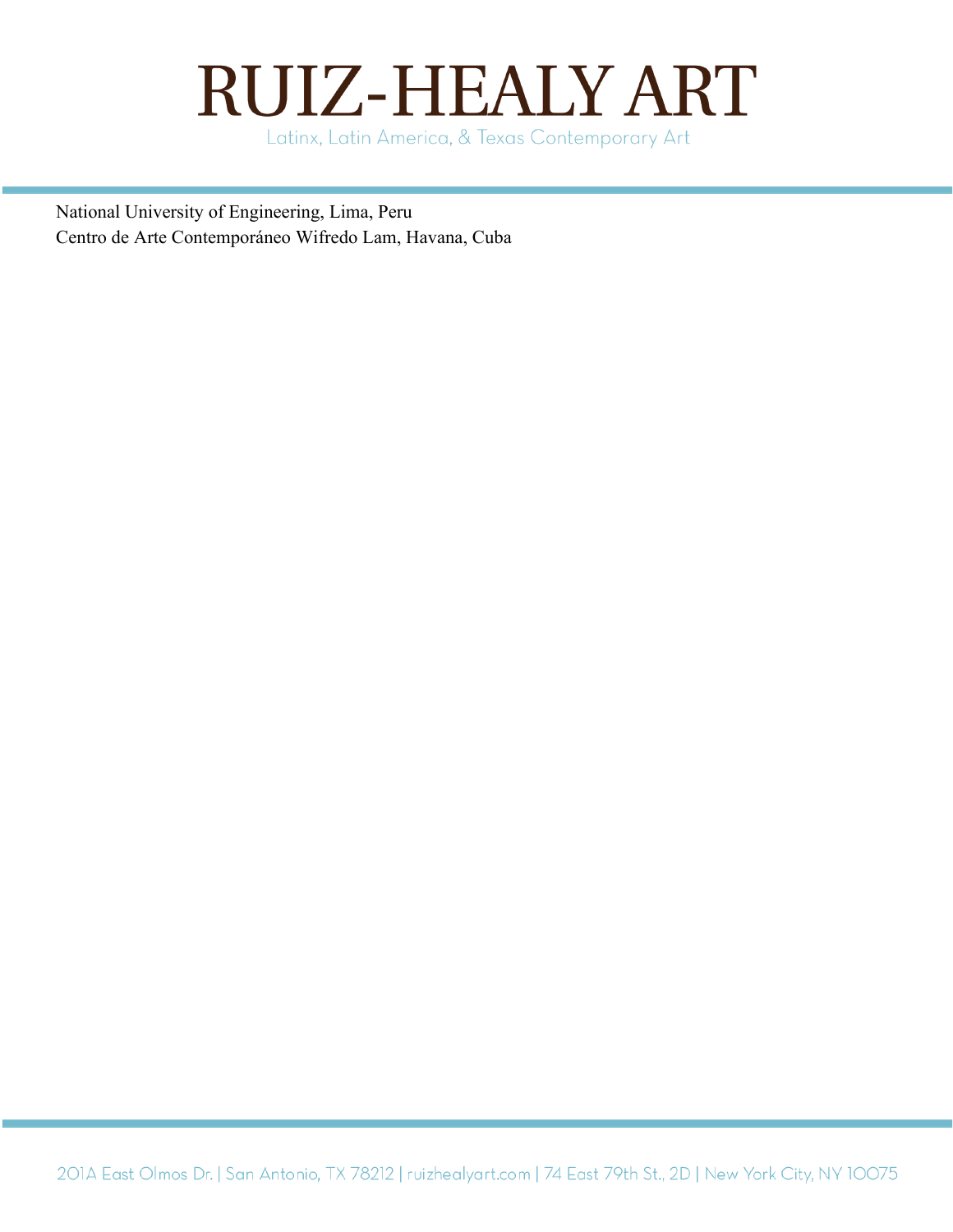National University of Engineering, Lima, Peru
Centro de Arte Contemporáneo Wifredo Lam, Havana, Cuba